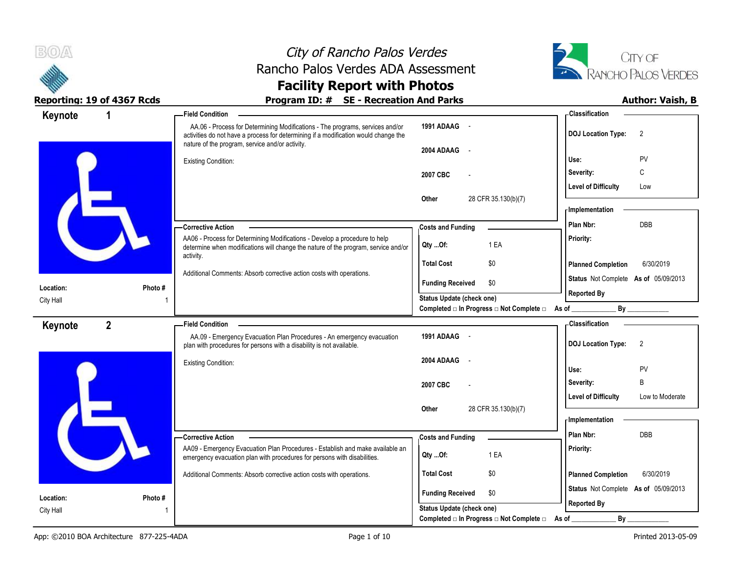# City of Rancho Palos Verdes

## Rancho Palos Verdes ADA Assessment

## Facility Report with Photos

**Reporting: 19 of 4367 Rcds** | **Program ID: # SE - Recreation And Parks** | **Author: Vaish, B**

---

## Keynote 1

**Location:** City Hall
**Photo #** 1

### Field Condition

AA.06 - Process for Determining Modifications - The programs, services and/or activities do not have a process for determining if a modification would change the nature of the program, service and/or activity.

Existing Condition:

| | |
|---|---|
| **1991 ADAAG** | - |
| **2004 ADAAG** | - |
| **2007 CBC** | - |
| **Other** | 28 CFR 35.130(b)(7) |

### Classification

| | |
|---|---|
| **DOJ Location Type:** | 2 |
| **Use:** | PV |
| **Severity:** | C |
| **Level of Difficulty** | Low |

### Corrective Action

AA06 - Process for Determining Modifications - Develop a procedure to help determine when modifications will change the nature of the program, service and/or activity.

Additional Comments: Absorb corrective action costs with operations.

### Costs and Funding

| | |
|---|---|
| **Qty ...Of:** | 1 EA |
| **Total Cost** | $0 |
| **Funding Received** | $0 |

### Implementation

| | |
|---|---|
| **Plan Nbr:** | DBB |
| **Priority:** | |
| **Planned Completion** | 6/30/2019 |
| **Status** | Not Complete **As of** 05/09/2013 |
| **Reported By** | |

**Status Update (check one)**
**Completed □ In Progress □ Not Complete □** **As of** ____________ **By** ____________

---

## Keynote 2

**Location:** City Hall
**Photo #** 1

### Field Condition

AA.09 - Emergency Evacuation Plan Procedures - An emergency evacuation plan with procedures for persons with a disability is not available.

Existing Condition:

| | |
|---|---|
| **1991 ADAAG** | - |
| **2004 ADAAG** | - |
| **2007 CBC** | - |
| **Other** | 28 CFR 35.130(b)(7) |

### Classification

| | |
|---|---|
| **DOJ Location Type:** | 2 |
| **Use:** | PV |
| **Severity:** | B |
| **Level of Difficulty** | Low to Moderate |

### Corrective Action

AA09 - Emergency Evacuation Plan Procedures - Establish and make available an emergency evacuation plan with procedures for persons with disabilities.

Additional Comments: Absorb corrective action costs with operations.

### Costs and Funding

| | |
|---|---|
| **Qty ...Of:** | 1 EA |
| **Total Cost** | $0 |
| **Funding Received** | $0 |

### Implementation

| | |
|---|---|
| **Plan Nbr:** | DBB |
| **Priority:** | |
| **Planned Completion** | 6/30/2019 |
| **Status** | Not Complete **As of** 05/09/2013 |
| **Reported By** | |

**Status Update (check one)**
**Completed □ In Progress □ Not Complete □** **As of** ____________ **By** ____________

---

App: ©2010 BOA Architecture 877-225-4ADA | Printed 2013-05-09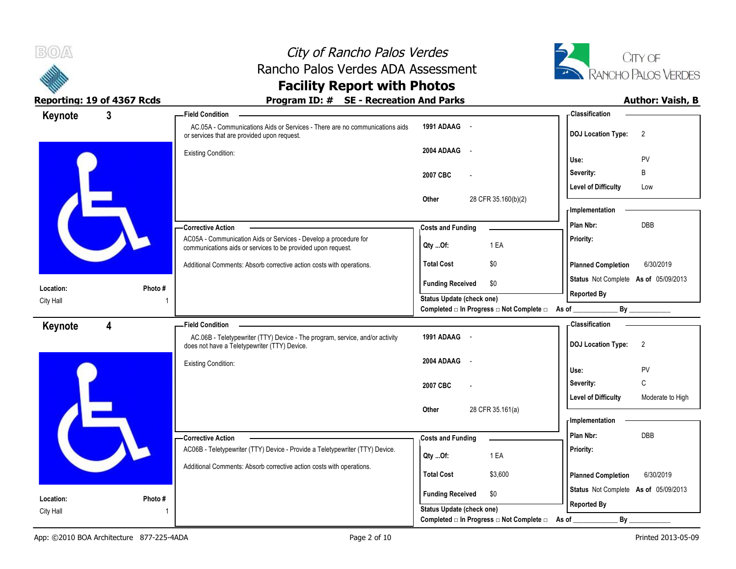# City of Rancho Palos Verdes
## Rancho Palos Verdes ADA Assessment
## Facility Report with Photos

**Reporting: 19 of 4367 Rcds** **Program ID: # SE - Recreation And Parks** **Author: Vaish, B**

---

## Keynote 3

**Location:** City Hall
**Photo #** 1

**Field Condition**

AC.05A - Communications Aids or Services - There are no communications aids or services that are provided upon request.

Existing Condition:

| | |
|---|---|
| 1991 ADAAG | - |
| 2004 ADAAG | - |
| 2007 CBC | - |
| Other | 28 CFR 35.160(b)(2) |

**Corrective Action**

AC05A - Communication Aids or Services - Develop a procedure for communications aids or services to be provided upon request.

Additional Comments: Absorb corrective action costs with operations.

**Costs and Funding**

| | |
|---|---|
| Qty ...Of: | 1 EA |
| Total Cost | $0 |
| Funding Received | $0 |

Status Update (check one)
Completed □ In Progress □ Not Complete □ As of ____________ By ____________

**Classification**

| | |
|---|---|
| DOJ Location Type: | 2 |
| Use: | PV |
| Severity: | B |
| Level of Difficulty | Low |

**Implementation**

| | |
|---|---|
| Plan Nbr: | DBB |
| Priority: | |
| Planned Completion | 6/30/2019 |
| Status | Not Complete As of 05/09/2013 |
| Reported By | |

---

## Keynote 4

**Location:** City Hall
**Photo #** 1

**Field Condition**

AC.06B - Teletypewriter (TTY) Device - The program, service, and/or activity does not have a Teletypewriter (TTY) Device.

Existing Condition:

| | |
|---|---|
| 1991 ADAAG | - |
| 2004 ADAAG | - |
| 2007 CBC | - |
| Other | 28 CFR 35.161(a) |

**Corrective Action**

AC06B - Teletypewriter (TTY) Device - Provide a Teletypewriter (TTY) Device.

Additional Comments: Absorb corrective action costs with operations.

**Costs and Funding**

| | |
|---|---|
| Qty ...Of: | 1 EA |
| Total Cost | $3,600 |
| Funding Received | $0 |

Status Update (check one)
Completed □ In Progress □ Not Complete □ As of ____________ By ____________

**Classification**

| | |
|---|---|
| DOJ Location Type: | 2 |
| Use: | PV |
| Severity: | C |
| Level of Difficulty | Moderate to High |

**Implementation**

| | |
|---|---|
| Plan Nbr: | DBB |
| Priority: | |
| Planned Completion | 6/30/2019 |
| Status | Not Complete As of 05/09/2013 |
| Reported By | |

App: ©2010 BOA Architecture 877-225-4ADA Printed 2013-05-09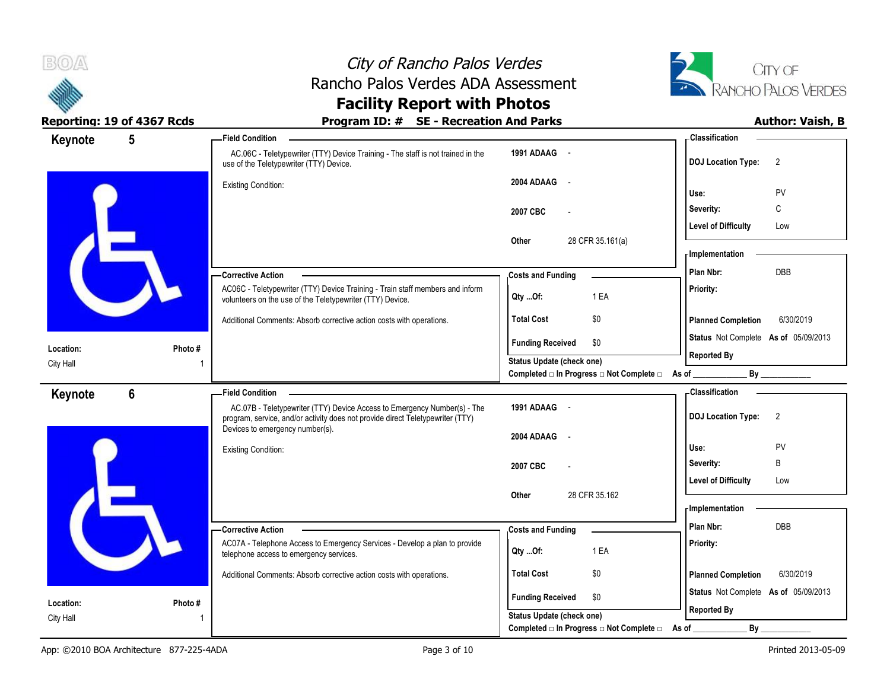# City of Rancho Palos Verdes

## Rancho Palos Verdes ADA Assessment

## Facility Report with Photos

**Reporting: 19 of 4367 Rcds** | **Program ID: # SE - Recreation And Parks** | **Author: Vaish, B**

---

## Keynote 5

**Location:** City Hall
**Photo #** 1

**Field Condition**

AC.06C - Teletypewriter (TTY) Device Training - The staff is not trained in the use of the Teletypewriter (TTY) Device.

Existing Condition:

| | |
|---|---|
| 1991 ADAAG | - |
| 2004 ADAAG | - |
| 2007 CBC | - |
| Other | 28 CFR 35.161(a) |

**Classification**

| | |
|---|---|
| DOJ Location Type: | 2 |
| Use: | PV |
| Severity: | C |
| Level of Difficulty | Low |

**Corrective Action**

AC06C - Teletypewriter (TTY) Device Training - Train staff members and inform volunteers on the use of the Teletypewriter (TTY) Device.

Additional Comments: Absorb corrective action costs with operations.

**Costs and Funding**

| | |
|---|---|
| Qty ...Of: | 1 EA |
| Total Cost | $0 |
| Funding Received | $0 |

Status Update (check one)
Completed □ In Progress □ Not Complete □ As of ____________ By ____________

**Implementation**

| | |
|---|---|
| Plan Nbr: | DBB |
| Priority: | |
| Planned Completion | 6/30/2019 |
| Status | Not Complete As of 05/09/2013 |
| Reported By | |

---

## Keynote 6

**Location:** City Hall
**Photo #** 1

**Field Condition**

AC.07B - Teletypewriter (TTY) Device Access to Emergency Number(s) - The program, service, and/or activity does not provide direct Teletypewriter (TTY) Devices to emergency number(s).

Existing Condition:

| | |
|---|---|
| 1991 ADAAG | - |
| 2004 ADAAG | - |
| 2007 CBC | - |
| Other | 28 CFR 35.162 |

**Classification**

| | |
|---|---|
| DOJ Location Type: | 2 |
| Use: | PV |
| Severity: | B |
| Level of Difficulty | Low |

**Corrective Action**

AC07A - Telephone Access to Emergency Services - Develop a plan to provide telephone access to emergency services.

Additional Comments: Absorb corrective action costs with operations.

**Costs and Funding**

| | |
|---|---|
| Qty ...Of: | 1 EA |
| Total Cost | $0 |
| Funding Received | $0 |

Status Update (check one)
Completed □ In Progress □ Not Complete □ As of ____________ By ____________

**Implementation**

| | |
|---|---|
| Plan Nbr: | DBB |
| Priority: | |
| Planned Completion | 6/30/2019 |
| Status | Not Complete As of 05/09/2013 |
| Reported By | |

App: ©2010 BOA Architecture 877-225-4ADA | Printed 2013-05-09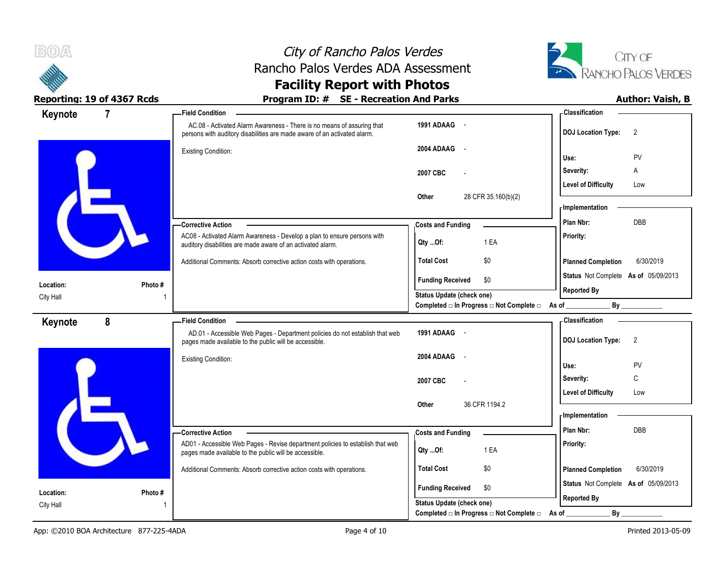# City of Rancho Palos Verdes
## Rancho Palos Verdes ADA Assessment
## Facility Report with Photos

**Reporting: 19 of 4367 Rcds** | **Program ID: # SE - Recreation And Parks** | **Author: Vaish, B**

---

## Keynote 7

**Location:** City Hall
**Photo #:** 1

**Field Condition**

AC.08 - Activated Alarm Awareness - There is no means of assuring that persons with auditory disabilities are made aware of an activated alarm.

Existing Condition:

| | |
|---|---|
| 1991 ADAAG | - |
| 2004 ADAAG | - |
| 2007 CBC | - |
| Other | 28 CFR 35.160(b)(2) |

**Classification**

| | |
|---|---|
| DOJ Location Type: | 2 |
| Use: | PV |
| Severity: | A |
| Level of Difficulty | Low |

**Corrective Action**

AC08 - Activated Alarm Awareness - Develop a plan to ensure persons with auditory disabilities are made aware of an activated alarm.

Additional Comments: Absorb corrective action costs with operations.

**Costs and Funding**

| | |
|---|---|
| Qty ...Of: | 1 EA |
| Total Cost | $0 |
| Funding Received | $0 |

**Implementation**

| | |
|---|---|
| Plan Nbr: | DBB |
| Priority: | |
| Planned Completion | 6/30/2019 |
| Status | Not Complete **As of** 05/09/2013 |
| Reported By | |

Status Update (check one)
Completed □ In Progress □ Not Complete □ As of ____________ By ____________

---

## Keynote 8

**Location:** City Hall
**Photo #:** 1

**Field Condition**

AD.01 - Accessible Web Pages - Department policies do not establish that web pages made available to the public will be accessible.

Existing Condition:

| | |
|---|---|
| 1991 ADAAG | - |
| 2004 ADAAG | - |
| 2007 CBC | - |
| Other | 36 CFR 1194.2 |

**Classification**

| | |
|---|---|
| DOJ Location Type: | 2 |
| Use: | PV |
| Severity: | C |
| Level of Difficulty | Low |

**Corrective Action**

AD01 - Accessible Web Pages - Revise department policies to establish that web pages made available to the public will be accessible.

Additional Comments: Absorb corrective action costs with operations.

**Costs and Funding**

| | |
|---|---|
| Qty ...Of: | 1 EA |
| Total Cost | $0 |
| Funding Received | $0 |

**Implementation**

| | |
|---|---|
| Plan Nbr: | DBB |
| Priority: | |
| Planned Completion | 6/30/2019 |
| Status | Not Complete **As of** 05/09/2013 |
| Reported By | |

Status Update (check one)
Completed □ In Progress □ Not Complete □ As of ____________ By ____________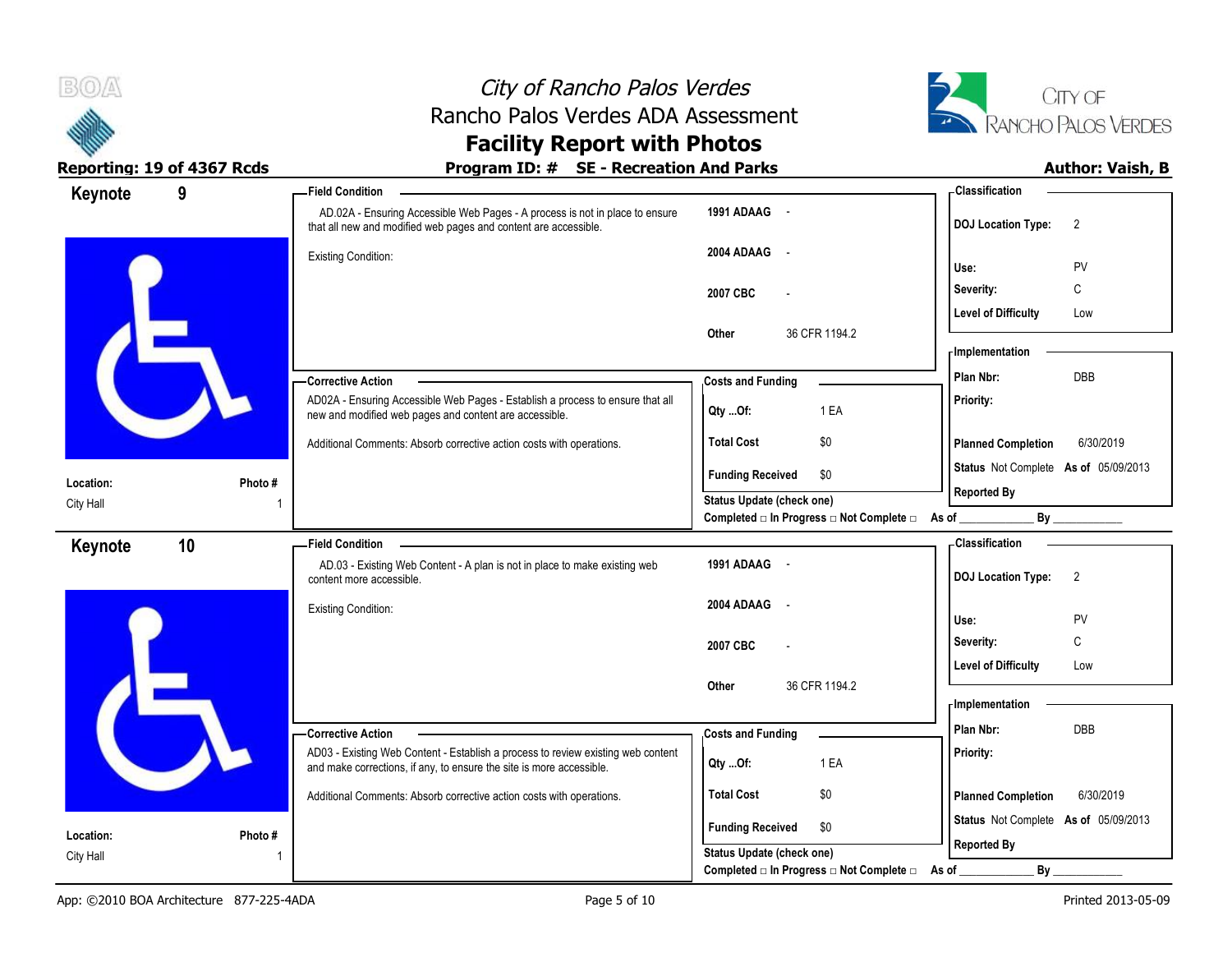# City of Rancho Palos Verdes
## Rancho Palos Verdes ADA Assessment
## Facility Report with Photos

**Reporting: 19 of 4367 Rcds** | **Program ID: # SE - Recreation And Parks** | **Author: Vaish, B**

---

### Keynote 9

**Location:** City Hall
**Photo #:** 1

**Field Condition**

AD.02A - Ensuring Accessible Web Pages - A process is not in place to ensure that all new and modified web pages and content are accessible.

Existing Condition:

| | |
|---|---|
| 1991 ADAAG | - |
| 2004 ADAAG | - |
| 2007 CBC | - |
| Other | 36 CFR 1194.2 |

**Classification**

| | |
|---|---|
| DOJ Location Type: | 2 |
| Use: | PV |
| Severity: | C |
| Level of Difficulty | Low |

**Corrective Action**

AD02A - Ensuring Accessible Web Pages - Establish a process to ensure that all new and modified web pages and content are accessible.

Additional Comments: Absorb corrective action costs with operations.

**Costs and Funding**

| | |
|---|---|
| Qty ...Of: | 1 EA |
| Total Cost | $0 |
| Funding Received | $0 |

**Implementation**

| | |
|---|---|
| Plan Nbr: | DBB |
| Priority: | |
| Planned Completion | 6/30/2019 |
| Status | Not Complete As of 05/09/2013 |
| Reported By | |

Status Update (check one)
Completed □ In Progress □ Not Complete □ As of ____________ By ____________

---

### Keynote 10

**Location:** City Hall
**Photo #:** 1

**Field Condition**

AD.03 - Existing Web Content - A plan is not in place to make existing web content more accessible.

Existing Condition:

| | |
|---|---|
| 1991 ADAAG | - |
| 2004 ADAAG | - |
| 2007 CBC | - |
| Other | 36 CFR 1194.2 |

**Classification**

| | |
|---|---|
| DOJ Location Type: | 2 |
| Use: | PV |
| Severity: | C |
| Level of Difficulty | Low |

**Corrective Action**

AD03 - Existing Web Content - Establish a process to review existing web content and make corrections, if any, to ensure the site is more accessible.

Additional Comments: Absorb corrective action costs with operations.

**Costs and Funding**

| | |
|---|---|
| Qty ...Of: | 1 EA |
| Total Cost | $0 |
| Funding Received | $0 |

**Implementation**

| | |
|---|---|
| Plan Nbr: | DBB |
| Priority: | |
| Planned Completion | 6/30/2019 |
| Status | Not Complete As of 05/09/2013 |
| Reported By | |

Status Update (check one)
Completed □ In Progress □ Not Complete □ As of ____________ By ____________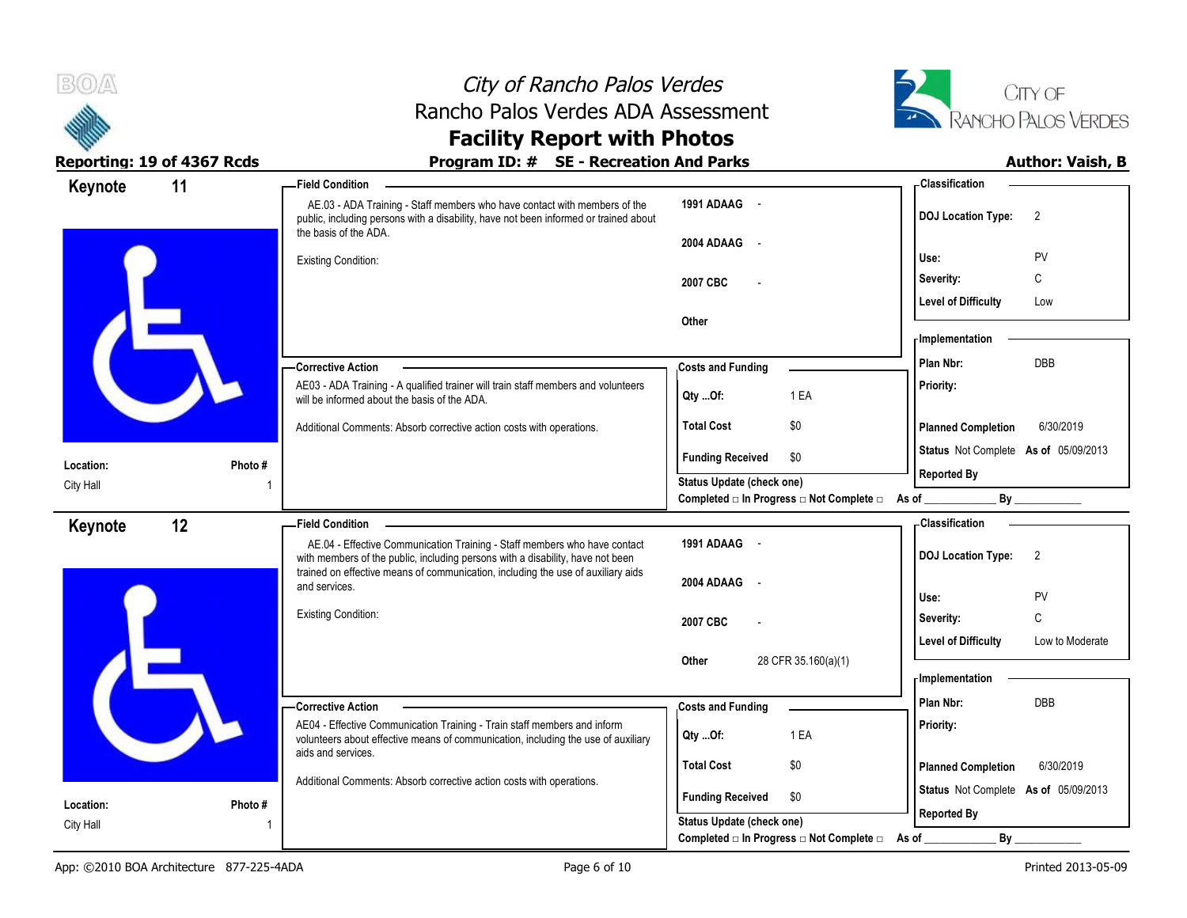# City of Rancho Palos Verdes
## Rancho Palos Verdes ADA Assessment
## Facility Report with Photos

**Reporting: 19 of 4367 Rcds** | **Program ID: # SE - Recreation And Parks** | **Author: Vaish, B**

---

## Keynote 11

**Location:** City Hall
**Photo #** 1

**Field Condition**

AE.03 - ADA Training - Staff members who have contact with members of the public, including persons with a disability, have not been informed or trained about the basis of the ADA.

Existing Condition:

| | |
|---|---|
| **1991 ADAAG** | - |
| **2004 ADAAG** | - |
| **2007 CBC** | - |
| **Other** | |

**Classification**

| | |
|---|---|
| **DOJ Location Type:** | 2 |
| **Use:** | PV |
| **Severity:** | C |
| **Level of Difficulty** | Low |

**Corrective Action**

AE03 - ADA Training - A qualified trainer will train staff members and volunteers will be informed about the basis of the ADA.

Additional Comments: Absorb corrective action costs with operations.

**Costs and Funding**

| | |
|---|---|
| **Qty ...Of:** | 1 EA |
| **Total Cost** | $0 |
| **Funding Received** | $0 |

**Status Update (check one)**
Completed □ In Progress □ Not Complete □ As of ____________ By ____________

**Implementation**

| | |
|---|---|
| **Plan Nbr:** | DBB |
| **Priority:** | |
| **Planned Completion** | 6/30/2019 |
| **Status** | Not Complete **As of** 05/09/2013 |
| **Reported By** | |

---

## Keynote 12

**Location:** City Hall
**Photo #** 1

**Field Condition**

AE.04 - Effective Communication Training - Staff members who have contact with members of the public, including persons with a disability, have not been trained on effective means of communication, including the use of auxiliary aids and services.

Existing Condition:

| | |
|---|---|
| **1991 ADAAG** | - |
| **2004 ADAAG** | - |
| **2007 CBC** | - |
| **Other** | 28 CFR 35.160(a)(1) |

**Classification**

| | |
|---|---|
| **DOJ Location Type:** | 2 |
| **Use:** | PV |
| **Severity:** | C |
| **Level of Difficulty** | Low to Moderate |

**Corrective Action**

AE04 - Effective Communication Training - Train staff members and inform volunteers about effective means of communication, including the use of auxiliary aids and services.

Additional Comments: Absorb corrective action costs with operations.

**Costs and Funding**

| | |
|---|---|
| **Qty ...Of:** | 1 EA |
| **Total Cost** | $0 |
| **Funding Received** | $0 |

**Status Update (check one)**
Completed □ In Progress □ Not Complete □ As of ____________ By ____________

**Implementation**

| | |
|---|---|
| **Plan Nbr:** | DBB |
| **Priority:** | |
| **Planned Completion** | 6/30/2019 |
| **Status** | Not Complete **As of** 05/09/2013 |
| **Reported By** | |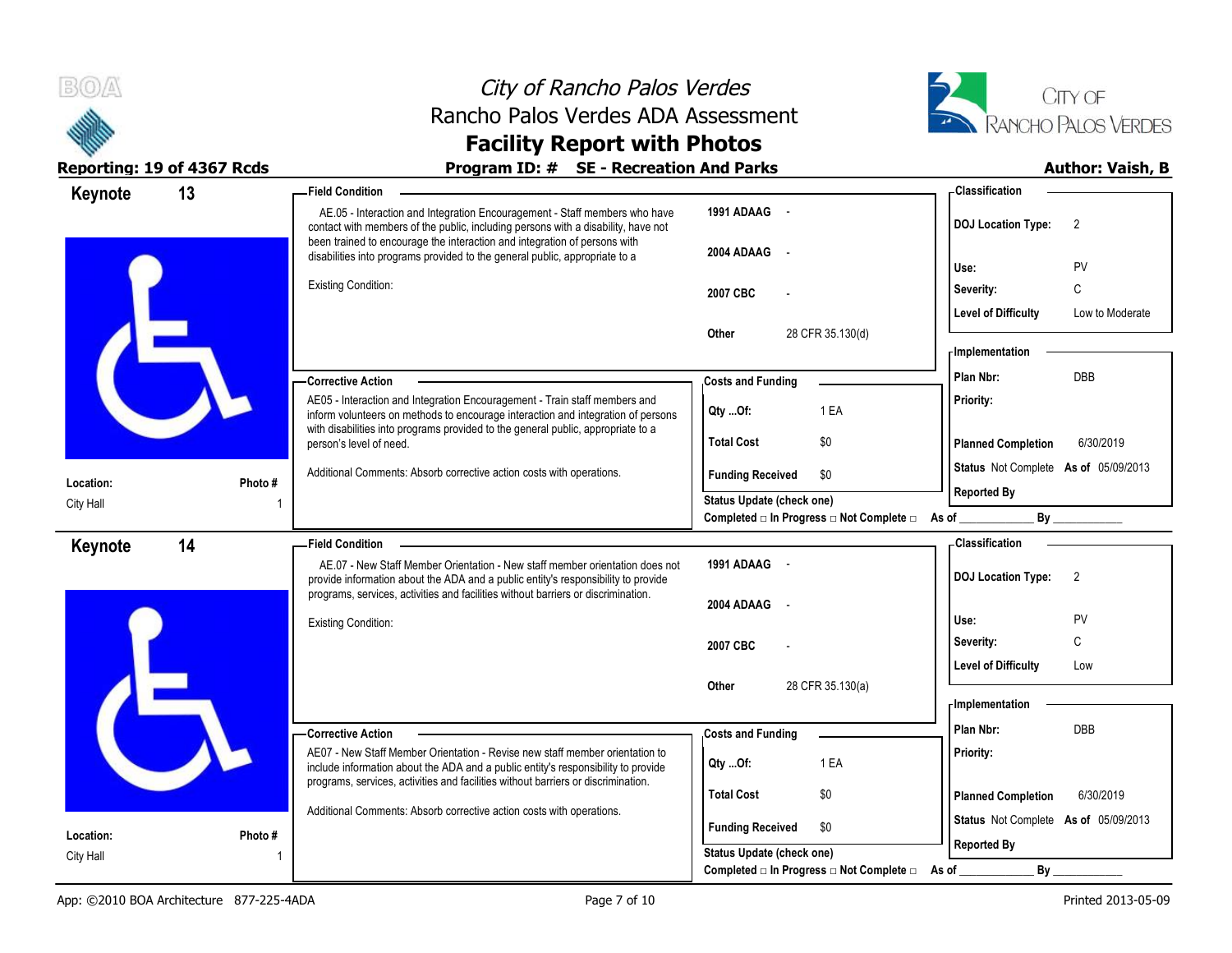# City of Rancho Palos Verdes
## Rancho Palos Verdes ADA Assessment
## Facility Report with Photos

**Reporting: 19 of 4367 Rcds** | **Program ID: # SE - Recreation And Parks** | **Author: Vaish, B**

---

## Keynote 13

**Location:** City Hall
**Photo #** 1

**Field Condition**

AE.05 - Interaction and Integration Encouragement - Staff members who have contact with members of the public, including persons with a disability, have not been trained to encourage the interaction and integration of persons with disabilities into programs provided to the general public, appropriate to a

Existing Condition:

| | |
|---|---|
| 1991 ADAAG | - |
| 2004 ADAAG | - |
| 2007 CBC | - |
| Other | 28 CFR 35.130(d) |

**Corrective Action**

AE05 - Interaction and Integration Encouragement - Train staff members and inform volunteers on methods to encourage interaction and integration of persons with disabilities into programs provided to the general public, appropriate to a person's level of need.

Additional Comments: Absorb corrective action costs with operations.

**Costs and Funding**

| | |
|---|---|
| Qty ...Of: | 1 EA |
| Total Cost | $0 |
| Funding Received | $0 |

Status Update (check one)
Completed □ In Progress □ Not Complete □ As of ____________ By ____________

**Classification**

| | |
|---|---|
| DOJ Location Type: | 2 |
| Use: | PV |
| Severity: | C |
| Level of Difficulty | Low to Moderate |

**Implementation**

| | |
|---|---|
| Plan Nbr: | DBB |
| Priority: | |
| Planned Completion | 6/30/2019 |
| Status | Not Complete As of 05/09/2013 |
| Reported By | |

---

## Keynote 14

**Location:** City Hall
**Photo #** 1

**Field Condition**

AE.07 - New Staff Member Orientation - New staff member orientation does not provide information about the ADA and a public entity's responsibility to provide programs, services, activities and facilities without barriers or discrimination.

Existing Condition:

| | |
|---|---|
| 1991 ADAAG | - |
| 2004 ADAAG | - |
| 2007 CBC | - |
| Other | 28 CFR 35.130(a) |

**Corrective Action**

AE07 - New Staff Member Orientation - Revise new staff member orientation to include information about the ADA and a public entity's responsibility to provide programs, services, activities and facilities without barriers or discrimination.

Additional Comments: Absorb corrective action costs with operations.

**Costs and Funding**

| | |
|---|---|
| Qty ...Of: | 1 EA |
| Total Cost | $0 |
| Funding Received | $0 |

Status Update (check one)
Completed □ In Progress □ Not Complete □ As of ____________ By ____________

**Classification**

| | |
|---|---|
| DOJ Location Type: | 2 |
| Use: | PV |
| Severity: | C |
| Level of Difficulty | Low |

**Implementation**

| | |
|---|---|
| Plan Nbr: | DBB |
| Priority: | |
| Planned Completion | 6/30/2019 |
| Status | Not Complete As of 05/09/2013 |
| Reported By | |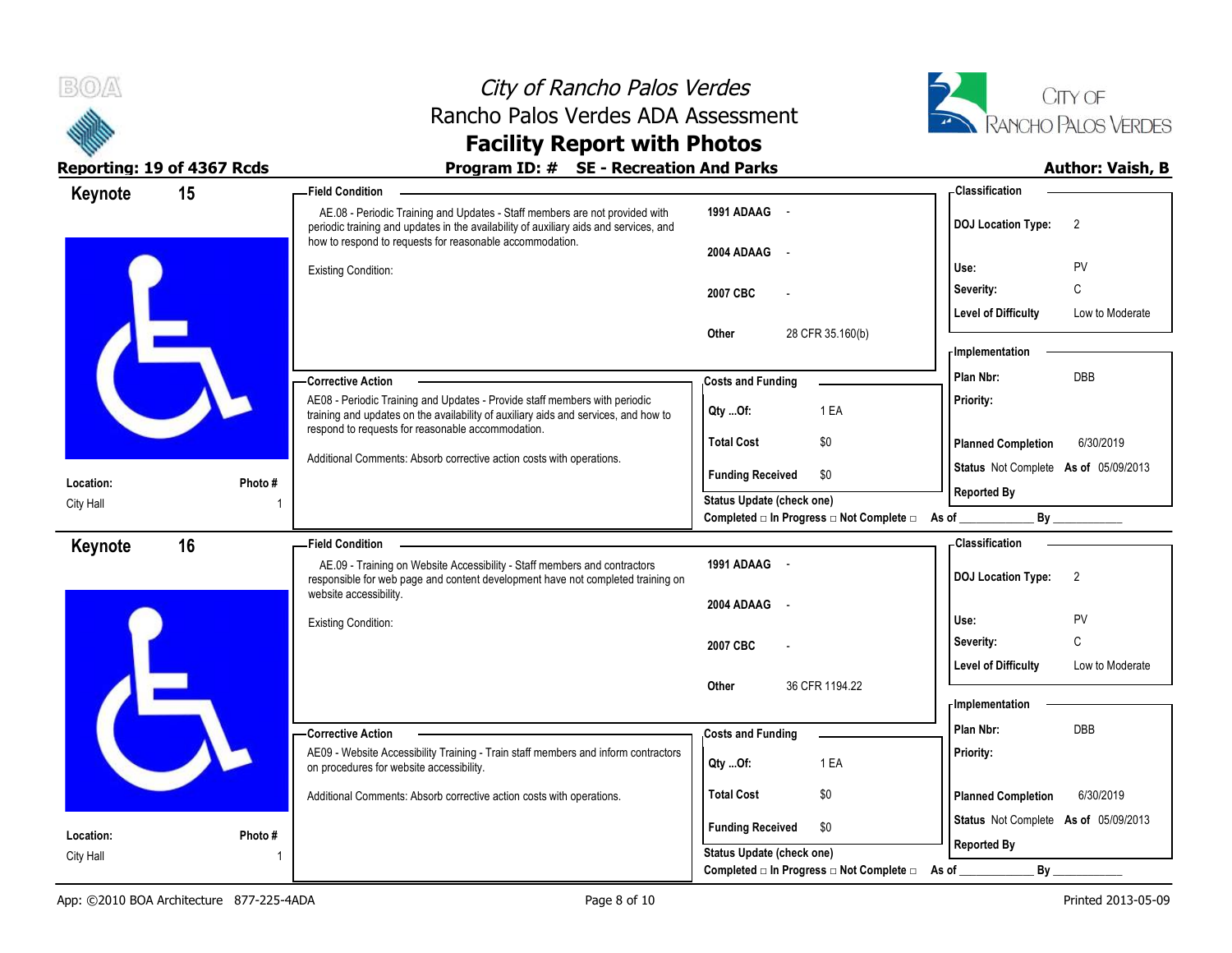# City of Rancho Palos Verdes
## Rancho Palos Verdes ADA Assessment
## Facility Report with Photos

**Reporting: 19 of 4367 Rcds** | **Program ID: # SE - Recreation And Parks** | **Author: Vaish, B**

---

## Keynote 15

**Location:** City Hall
**Photo #** 1

**Field Condition**

AE.08 - Periodic Training and Updates - Staff members are not provided with periodic training and updates in the availability of auxiliary aids and services, and how to respond to requests for reasonable accommodation.

Existing Condition:

| | |
|---|---|
| 1991 ADAAG | - |
| 2004 ADAAG | - |
| 2007 CBC | - |
| Other | 28 CFR 35.160(b) |

**Corrective Action**

AE08 - Periodic Training and Updates - Provide staff members with periodic training and updates on the availability of auxiliary aids and services, and how to respond to requests for reasonable accommodation.

Additional Comments: Absorb corrective action costs with operations.

**Costs and Funding**

| | |
|---|---|
| Qty ...Of: | 1 EA |
| Total Cost | $0 |
| Funding Received | $0 |

Status Update (check one)
Completed □ In Progress □ Not Complete □ As of ____________ By ____________

**Classification**

| | |
|---|---|
| DOJ Location Type: | 2 |
| Use: | PV |
| Severity: | C |
| Level of Difficulty | Low to Moderate |

**Implementation**

| | |
|---|---|
| Plan Nbr: | DBB |
| Priority: | |
| Planned Completion | 6/30/2019 |
| Status | Not Complete As of 05/09/2013 |
| Reported By | |

---

## Keynote 16

**Location:** City Hall
**Photo #** 1

**Field Condition**

AE.09 - Training on Website Accessibility - Staff members and contractors responsible for web page and content development have not completed training on website accessibility.

Existing Condition:

| | |
|---|---|
| 1991 ADAAG | - |
| 2004 ADAAG | - |
| 2007 CBC | - |
| Other | 36 CFR 1194.22 |

**Corrective Action**

AE09 - Website Accessibility Training - Train staff members and inform contractors on procedures for website accessibility.

Additional Comments: Absorb corrective action costs with operations.

**Costs and Funding**

| | |
|---|---|
| Qty ...Of: | 1 EA |
| Total Cost | $0 |
| Funding Received | $0 |

Status Update (check one)
Completed □ In Progress □ Not Complete □ As of ____________ By ____________

**Classification**

| | |
|---|---|
| DOJ Location Type: | 2 |
| Use: | PV |
| Severity: | C |
| Level of Difficulty | Low to Moderate |

**Implementation**

| | |
|---|---|
| Plan Nbr: | DBB |
| Priority: | |
| Planned Completion | 6/30/2019 |
| Status | Not Complete As of 05/09/2013 |
| Reported By | |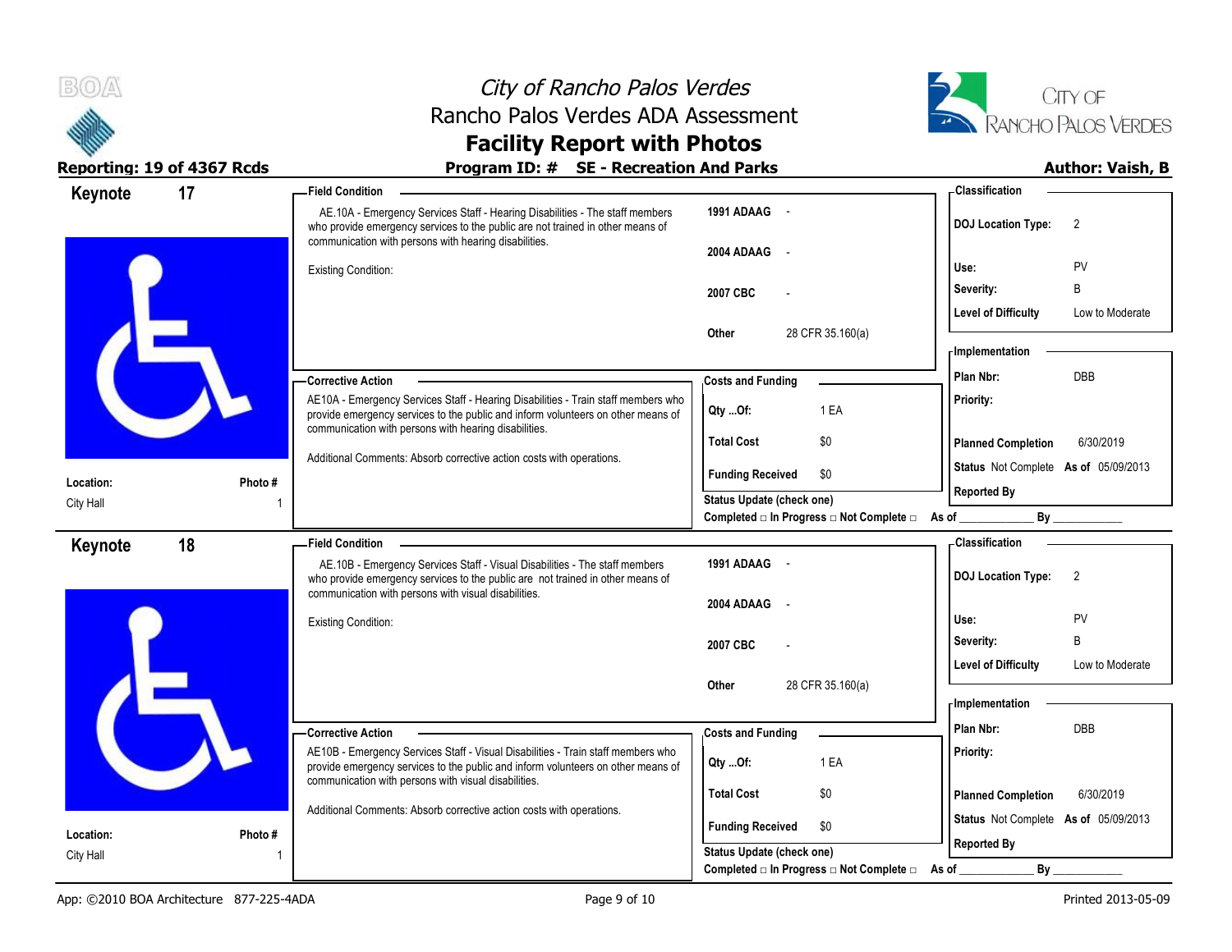# City of Rancho Palos Verdes
## Rancho Palos Verdes ADA Assessment
## Facility Report with Photos

**Reporting: 19 of 4367 Rcds** | **Program ID: # SE - Recreation And Parks** | **Author: Vaish, B**

---

## Keynote 17

**Location:** City Hall
**Photo #** 1

**Field Condition**

AE.10A - Emergency Services Staff - Hearing Disabilities - The staff members who provide emergency services to the public are not trained in other means of communication with persons with hearing disabilities.

Existing Condition:

| | |
|---|---|
| 1991 ADAAG | - |
| 2004 ADAAG | - |
| 2007 CBC | - |
| Other | 28 CFR 35.160(a) |

**Classification**

| | |
|---|---|
| DOJ Location Type: | 2 |
| Use: | PV |
| Severity: | B |
| Level of Difficulty | Low to Moderate |

**Corrective Action**

AE10A - Emergency Services Staff - Hearing Disabilities - Train staff members who provide emergency services to the public and inform volunteers on other means of communication with persons with hearing disabilities.

Additional Comments: Absorb corrective action costs with operations.

**Costs and Funding**

| | |
|---|---|
| Qty ...Of: | 1 EA |
| Total Cost | $0 |
| Funding Received | $0 |

**Implementation**

| | |
|---|---|
| Plan Nbr: | DBB |
| Priority: | |
| Planned Completion | 6/30/2019 |
| Status | Not Complete As of 05/09/2013 |
| Reported By | |

Status Update (check one)
Completed □ In Progress □ Not Complete □ As of ____________ By ____________

---

## Keynote 18

**Location:** City Hall
**Photo #** 1

**Field Condition**

AE.10B - Emergency Services Staff - Visual Disabilities - The staff members who provide emergency services to the public are not trained in other means of communication with persons with visual disabilities.

Existing Condition:

| | |
|---|---|
| 1991 ADAAG | - |
| 2004 ADAAG | - |
| 2007 CBC | - |
| Other | 28 CFR 35.160(a) |

**Classification**

| | |
|---|---|
| DOJ Location Type: | 2 |
| Use: | PV |
| Severity: | B |
| Level of Difficulty | Low to Moderate |

**Corrective Action**

AE10B - Emergency Services Staff - Visual Disabilities - Train staff members who provide emergency services to the public and inform volunteers on other means of communication with persons with visual disabilities.

Additional Comments: Absorb corrective action costs with operations.

**Costs and Funding**

| | |
|---|---|
| Qty ...Of: | 1 EA |
| Total Cost | $0 |
| Funding Received | $0 |

**Implementation**

| | |
|---|---|
| Plan Nbr: | DBB |
| Priority: | |
| Planned Completion | 6/30/2019 |
| Status | Not Complete As of 05/09/2013 |
| Reported By | |

Status Update (check one)
Completed □ In Progress □ Not Complete □ As of ____________ By ____________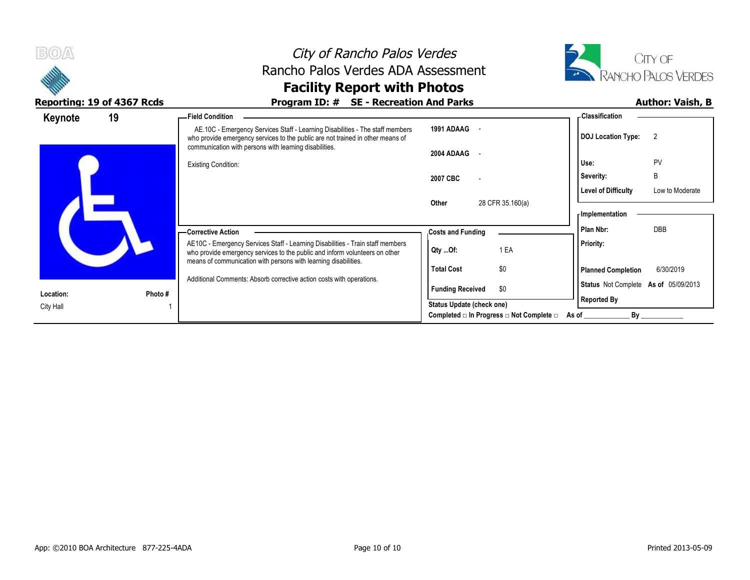# City of Rancho Palos Verdes
## Rancho Palos Verdes ADA Assessment
## Facility Report with Photos

**Reporting: 19 of 4367 Rcds** | **Program ID: # SE - Recreation And Parks** | **Author: Vaish, B**

**Keynote 19**

**Location:** City Hall
**Photo #** 1

### Field Condition

AE.10C - Emergency Services Staff - Learning Disabilities - The staff members who provide emergency services to the public are not trained in other means of communication with persons with learning disabilities.

Existing Condition:

| | |
|---|---|
| **1991 ADAAG** | - |
| **2004 ADAAG** | - |
| **2007 CBC** | - |
| **Other** | 28 CFR 35.160(a) |

### Classification

| | |
|---|---|
| **DOJ Location Type:** | 2 |
| **Use:** | PV |
| **Severity:** | B |
| **Level of Difficulty** | Low to Moderate |

### Corrective Action

AE10C - Emergency Services Staff - Learning Disabilities - Train staff members who provide emergency services to the public and inform volunteers on other means of communication with persons with learning disabilities.

Additional Comments: Absorb corrective action costs with operations.

### Costs and Funding

| | |
|---|---|
| **Qty ...Of:** | 1 EA |
| **Total Cost** | $0 |
| **Funding Received** | $0 |

**Status Update (check one)**
**Completed □ In Progress □ Not Complete □ As of** ____________ **By** ____________

### Implementation

| | |
|---|---|
| **Plan Nbr:** | DBB |
| **Priority:** | |
| **Planned Completion** | 6/30/2019 |
| **Status** Not Complete | **As of** 05/09/2013 |
| **Reported By** | |

App: ©2010 BOA Architecture 877-225-4ADA | Printed 2013-05-09